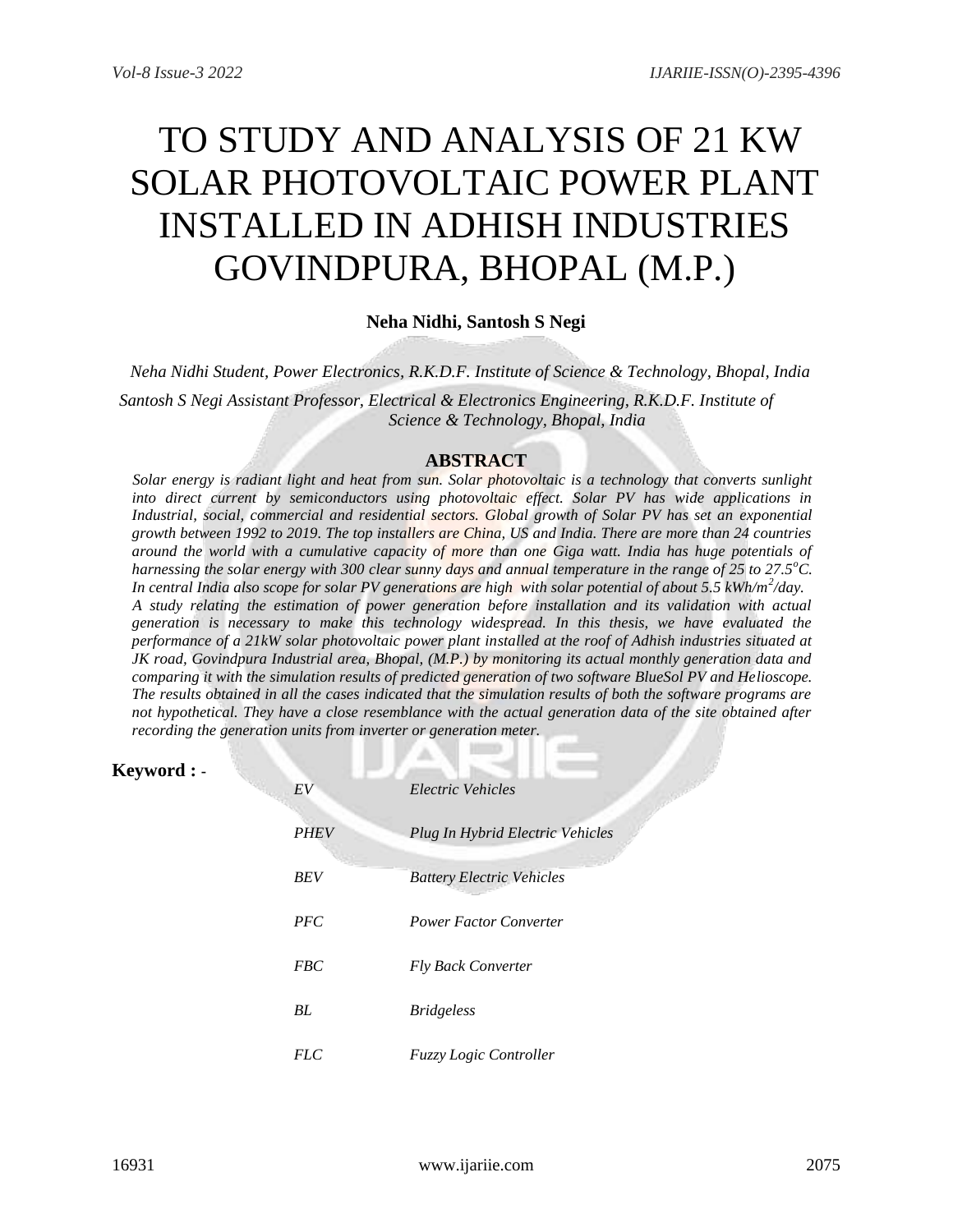# TO STUDY AND ANALYSIS OF 21 KW SOLAR PHOTOVOLTAIC POWER PLANT INSTALLED IN ADHISH INDUSTRIES GOVINDPURA, BHOPAL (M.P.)

**Neha Nidhi, Santosh S Negi**

*Neha Nidhi Student, Power Electronics, R.K.D.F. Institute of Science & Technology, Bhopal, India*

*Santosh S Negi Assistant Professor, Electrical & Electronics Engineering, R.K.D.F. Institute of Science & Technology, Bhopal, India*

## ABSTRACT

*Solar energy is radiant light and heat from sun. Solar photovoltaic is a technology that converts sunlight into direct current by semiconductors using photovoltaic effect. Solar PV has wide applications in Industrial, social, commercial and residential sectors. Global growth of Solar PV has set an exponential growth between 1992 to 2019. The top installers are China, US and India. There are more than 24 countries around the world with a cumulative capacity of more than one Giga watt. India has huge potentials of harnessing the solar energy with 300 clear sunny days and annual temperature in the range of 25 to 27.5°C. In central India also scope for solar PV generations are high with solar potential of about 5.5 kWh/m$^2$/day. A study relating the estimation of power generation before installation and its validation with actual generation is necessary to make this technology widespread. In this thesis, we have evaluated the performance of a 21kW solar photovoltaic power plant installed at the roof of Adhish industries situated at JK road, Govindpura Industrial area, Bhopal, (M.P.) by monitoring its actual monthly generation data and comparing it with the simulation results of predicted generation of two software BlueSol PV and Helioscope. The results obtained in all the cases indicated that the simulation results of both the software programs are not hypothetical. They have a close resemblance with the actual generation data of the site obtained after recording the generation units from inverter or generation meter.*

**Keyword :** -

| | |
|---|---|
| *EV* | *Electric Vehicles* |
| *PHEV* | *Plug In Hybrid Electric Vehicles* |
| *BEV* | *Battery Electric Vehicles* |
| *PFC* | *Power Factor Converter* |
| *FBC* | *Fly Back Converter* |
| *BL* | *Bridgeless* |
| *FLC* | *Fuzzy Logic Controller* |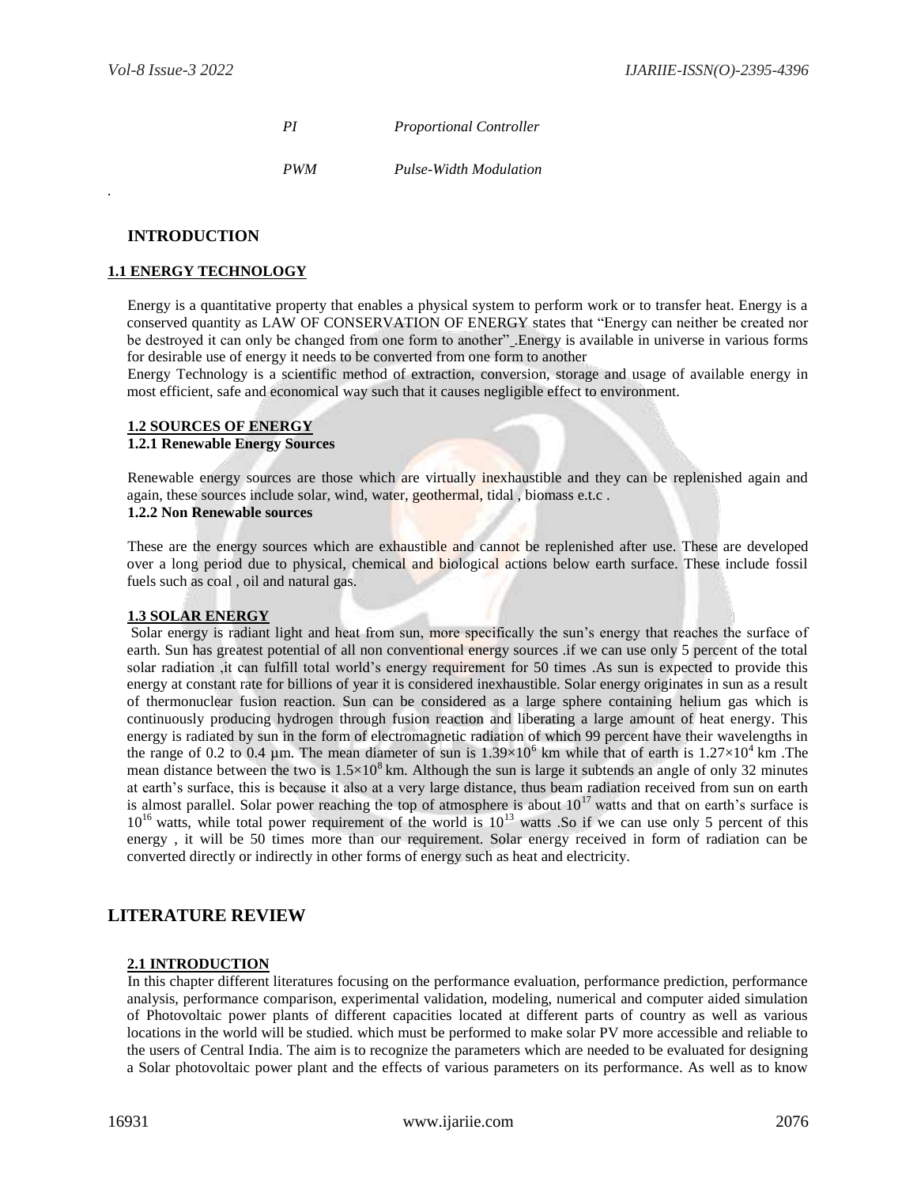| | |
|---|---|
| *PI* | *Proportional Controller* |
| *PWM* | *Pulse-Width Modulation* |

.

# INTRODUCTION

## 1.1 ENERGY TECHNOLOGY

Energy is a quantitative property that enables a physical system to perform work or to transfer heat. Energy is a conserved quantity as LAW OF CONSERVATION OF ENERGY states that "Energy can neither be created nor be destroyed it can only be changed from one form to another" .Energy is available in universe in various forms for desirable use of energy it needs to be converted from one form to another

Energy Technology is a scientific method of extraction, conversion, storage and usage of available energy in most efficient, safe and economical way such that it causes negligible effect to environment.

## 1.2 SOURCES OF ENERGY

### 1.2.1 Renewable Energy Sources

Renewable energy sources are those which are virtually inexhaustible and they can be replenished again and again, these sources include solar, wind, water, geothermal, tidal , biomass e.t.c .

### 1.2.2 Non Renewable sources

These are the energy sources which are exhaustible and cannot be replenished after use. These are developed over a long period due to physical, chemical and biological actions below earth surface. These include fossil fuels such as coal , oil and natural gas.

## 1.3 SOLAR ENERGY

Solar energy is radiant light and heat from sun, more specifically the sun's energy that reaches the surface of earth. Sun has greatest potential of all non conventional energy sources .if we can use only 5 percent of the total solar radiation ,it can fulfill total world's energy requirement for 50 times .As sun is expected to provide this energy at constant rate for billions of year it is considered inexhaustible. Solar energy originates in sun as a result of thermonuclear fusion reaction. Sun can be considered as a large sphere containing helium gas which is continuously producing hydrogen through fusion reaction and liberating a large amount of heat energy. This energy is radiated by sun in the form of electromagnetic radiation of which 99 percent have their wavelengths in the range of 0.2 to 0.4 µm. The mean diameter of sun is $1.39\times10^6$ km while that of earth is $1.27\times10^4$ km .The mean distance between the two is $1.5\times10^8$ km. Although the sun is large it subtends an angle of only 32 minutes at earth's surface, this is because it also at a very large distance, thus beam radiation received from sun on earth is almost parallel. Solar power reaching the top of atmosphere is about $10^{17}$ watts and that on earth's surface is $10^{16}$ watts, while total power requirement of the world is $10^{13}$ watts .So if we can use only 5 percent of this energy , it will be 50 times more than our requirement. Solar energy received in form of radiation can be converted directly or indirectly in other forms of energy such as heat and electricity.

# LITERATURE REVIEW

## 2.1 INTRODUCTION

In this chapter different literatures focusing on the performance evaluation, performance prediction, performance analysis, performance comparison, experimental validation, modeling, numerical and computer aided simulation of Photovoltaic power plants of different capacities located at different parts of country as well as various locations in the world will be studied. which must be performed to make solar PV more accessible and reliable to the users of Central India. The aim is to recognize the parameters which are needed to be evaluated for designing a Solar photovoltaic power plant and the effects of various parameters on its performance. As well as to know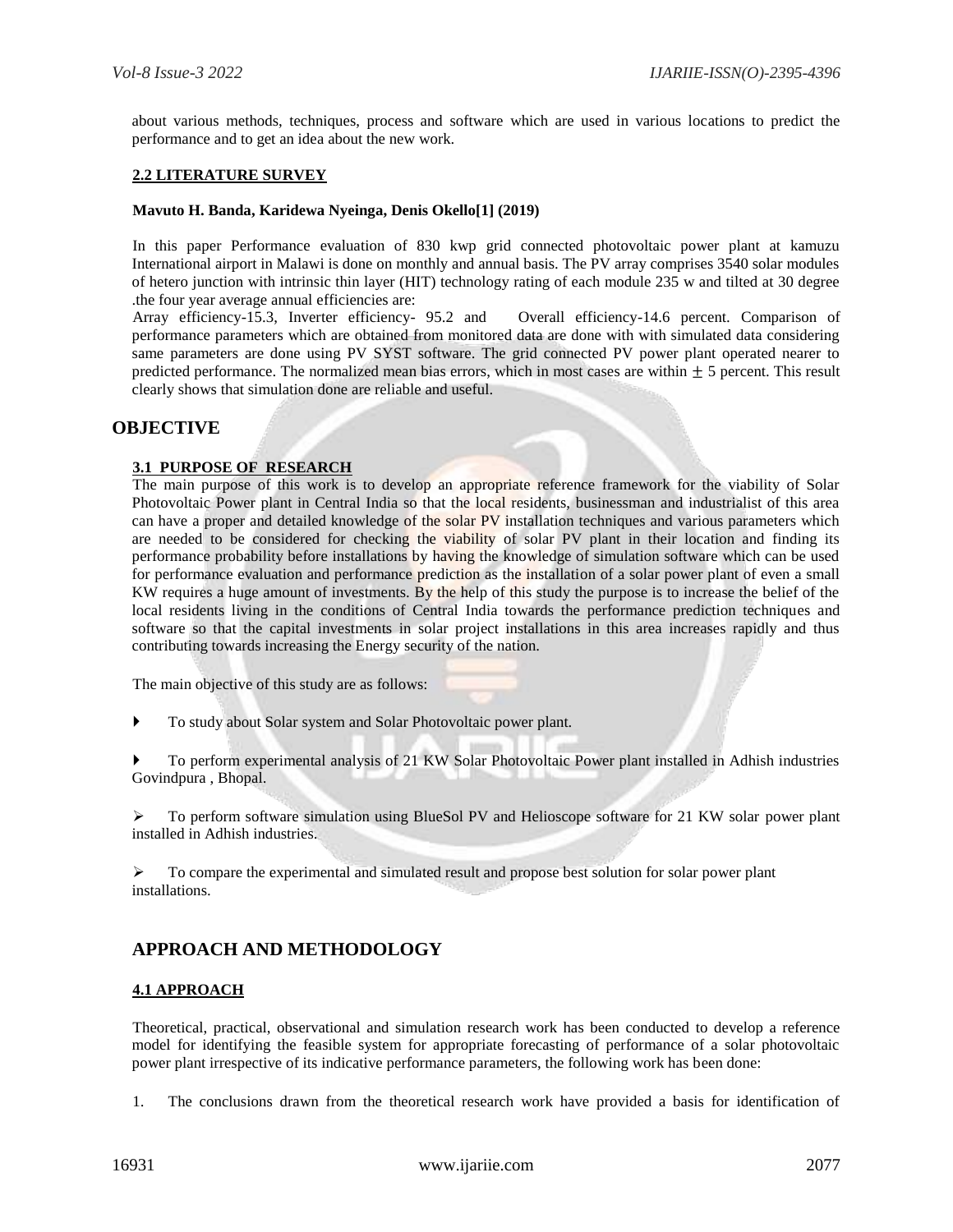about various methods, techniques, process and software which are used in various locations to predict the performance and to get an idea about the new work.

### 2.2 LITERATURE SURVEY

**Mavuto H. Banda, Karidewa Nyeinga, Denis Okello[1] (2019)**

In this paper Performance evaluation of 830 kwp grid connected photovoltaic power plant at kamuzu International airport in Malawi is done on monthly and annual basis. The PV array comprises 3540 solar modules of hetero junction with intrinsic thin layer (HIT) technology rating of each module 235 w and tilted at 30 degree .the four year average annual efficiencies are:
Array efficiency-15.3, Inverter efficiency- 95.2 and Overall efficiency-14.6 percent. Comparison of performance parameters which are obtained from monitored data are done with with simulated data considering same parameters are done using PV SYST software. The grid connected PV power plant operated nearer to predicted performance. The normalized mean bias errors, which in most cases are within $\pm$ 5 percent. This result clearly shows that simulation done are reliable and useful.

## OBJECTIVE

### 3.1 PURPOSE OF RESEARCH

The main purpose of this work is to develop an appropriate reference framework for the viability of Solar Photovoltaic Power plant in Central India so that the local residents, businessman and industrialist of this area can have a proper and detailed knowledge of the solar PV installation techniques and various parameters which are needed to be considered for checking the viability of solar PV plant in their location and finding its performance probability before installations by having the knowledge of simulation software which can be used for performance evaluation and performance prediction as the installation of a solar power plant of even a small KW requires a huge amount of investments. By the help of this study the purpose is to increase the belief of the local residents living in the conditions of Central India towards the performance prediction techniques and software so that the capital investments in solar project installations in this area increases rapidly and thus contributing towards increasing the Energy security of the nation.

The main objective of this study are as follows:

- To study about Solar system and Solar Photovoltaic power plant.
- To perform experimental analysis of 21 KW Solar Photovoltaic Power plant installed in Adhish industries Govindpura , Bhopal.
- To perform software simulation using BlueSol PV and Helioscope software for 21 KW solar power plant installed in Adhish industries.
- To compare the experimental and simulated result and propose best solution for solar power plant installations.

## APPROACH AND METHODOLOGY

### 4.1 APPROACH

Theoretical, practical, observational and simulation research work has been conducted to develop a reference model for identifying the feasible system for appropriate forecasting of performance of a solar photovoltaic power plant irrespective of its indicative performance parameters, the following work has been done:

1. The conclusions drawn from the theoretical research work have provided a basis for identification of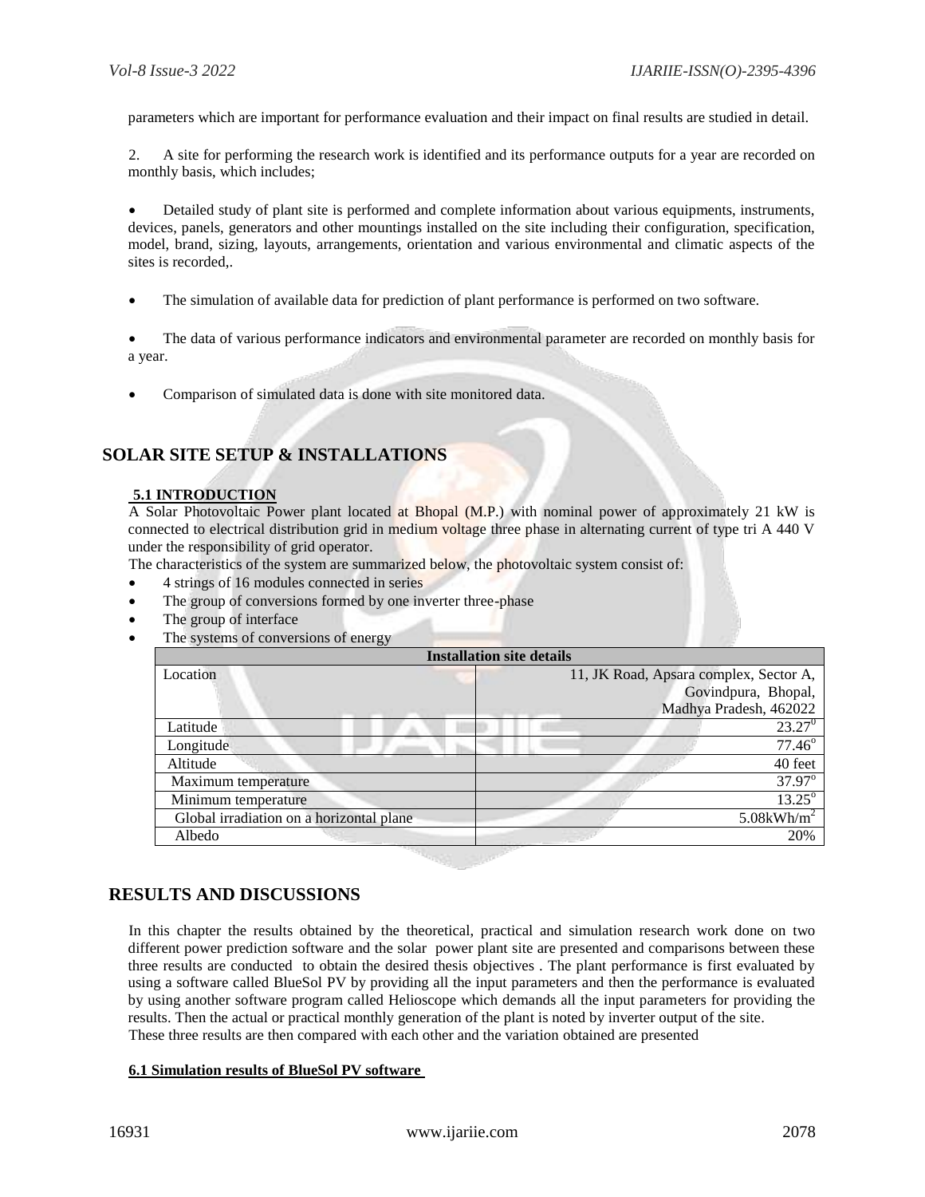parameters which are important for performance evaluation and their impact on final results are studied in detail.

2. A site for performing the research work is identified and its performance outputs for a year are recorded on monthly basis, which includes;

- Detailed study of plant site is performed and complete information about various equipments, instruments, devices, panels, generators and other mountings installed on the site including their configuration, specification, model, brand, sizing, layouts, arrangements, orientation and various environmental and climatic aspects of the sites is recorded,.

- The simulation of available data for prediction of plant performance is performed on two software.

- The data of various performance indicators and environmental parameter are recorded on monthly basis for a year.

- Comparison of simulated data is done with site monitored data.

# SOLAR SITE SETUP & INSTALLATIONS

## 5.1 INTRODUCTION

A Solar Photovoltaic Power plant located at Bhopal (M.P.) with nominal power of approximately 21 kW is connected to electrical distribution grid in medium voltage three phase in alternating current of type tri A 440 V under the responsibility of grid operator.

The characteristics of the system are summarized below, the photovoltaic system consist of:

- 4 strings of 16 modules connected in series
- The group of conversions formed by one inverter three-phase
- The group of interface
- The systems of conversions of energy

| Installation site details | |
|---|---|
| Location | 11, JK Road, Apsara complex, Sector A, Govindpura, Bhopal, Madhya Pradesh, 462022 |
| Latitude | $23.27^0$ |
| Longitude | $77.46^o$ |
| Altitude | 40 feet |
| Maximum temperature | $37.97^o$ |
| Minimum temperature | $13.25^o$ |
| Global irradiation on a horizontal plane | $5.08kWh/m^2$ |
| Albedo | 20% |

# RESULTS AND DISCUSSIONS

In this chapter the results obtained by the theoretical, practical and simulation research work done on two different power prediction software and the solar power plant site are presented and comparisons between these three results are conducted to obtain the desired thesis objectives . The plant performance is first evaluated by using a software called BlueSol PV by providing all the input parameters and then the performance is evaluated by using another software program called Helioscope which demands all the input parameters for providing the results. Then the actual or practical monthly generation of the plant is noted by inverter output of the site.
These three results are then compared with each other and the variation obtained are presented

## 6.1 Simulation results of BlueSol PV software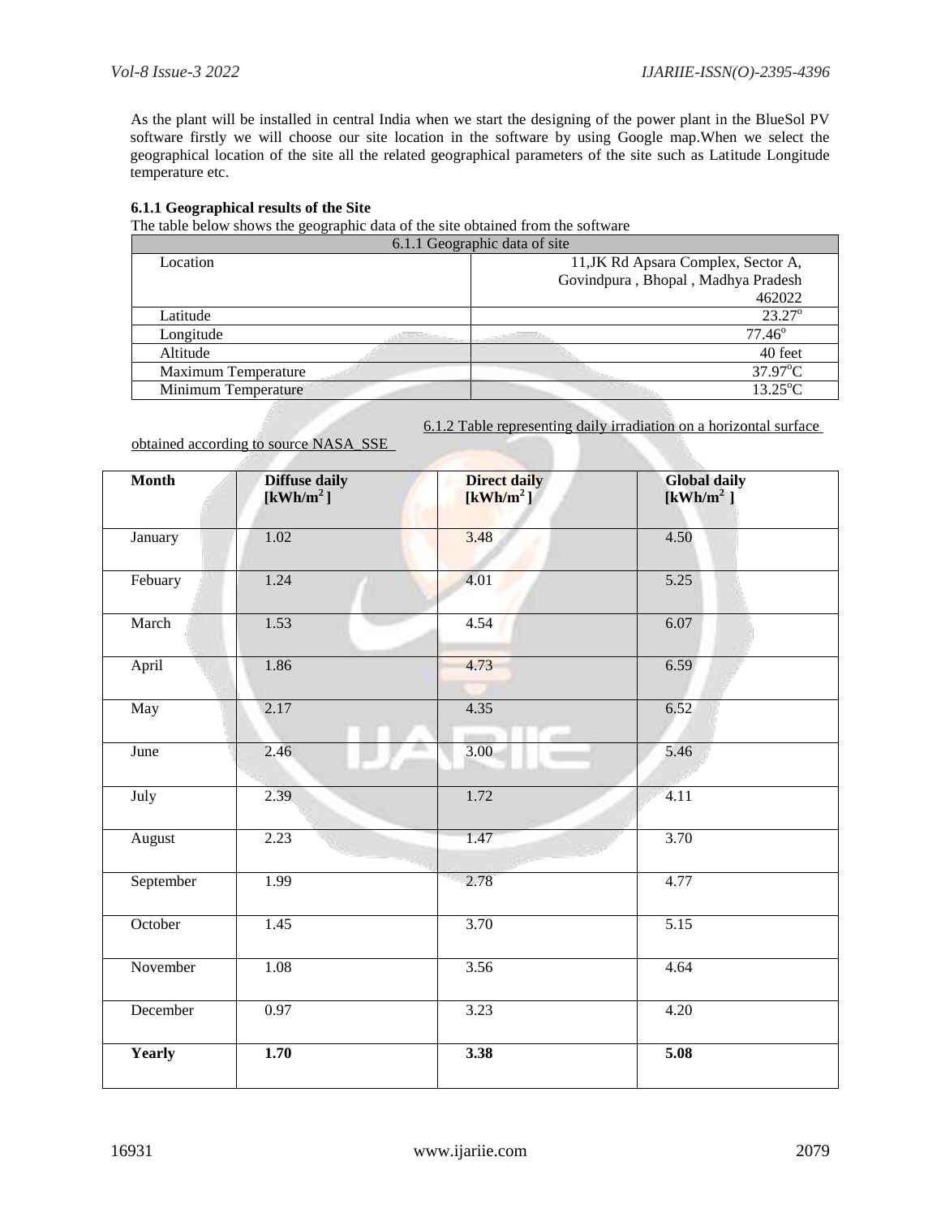As the plant will be installed in central India when we start the designing of the power plant in the BlueSol PV software firstly we will choose our site location in the software by using Google map.When we select the geographical location of the site all the related geographical parameters of the site such as Latitude Longitude temperature etc.

### 6.1.1 Geographical results of the Site

The table below shows the geographic data of the site obtained from the software

| 6.1.1 Geographic data of site | |
|---|---|
| Location | 11,JK Rd Apsara Complex, Sector A, Govindpura , Bhopal , Madhya Pradesh 462022 |
| Latitude | 23.27° |
| Longitude | 77.46° |
| Altitude | 40 feet |
| Maximum Temperature | 37.97°C |
| Minimum Temperature | 13.25°C |

6.1.2 Table representing daily irradiation on a horizontal surface obtained according to source NASA_SSE

| Month | Diffuse daily [kWh/m$^2$] | Direct daily [kWh/m$^2$] | Global daily [kWh/m$^2$] |
|---|---|---|---|
| January | 1.02 | 3.48 | 4.50 |
| Febuary | 1.24 | 4.01 | 5.25 |
| March | 1.53 | 4.54 | 6.07 |
| April | 1.86 | 4.73 | 6.59 |
| May | 2.17 | 4.35 | 6.52 |
| June | 2.46 | 3.00 | 5.46 |
| July | 2.39 | 1.72 | 4.11 |
| August | 2.23 | 1.47 | 3.70 |
| September | 1.99 | 2.78 | 4.77 |
| October | 1.45 | 3.70 | 5.15 |
| November | 1.08 | 3.56 | 4.64 |
| December | 0.97 | 3.23 | 4.20 |
| **Yearly** | **1.70** | **3.38** | **5.08** |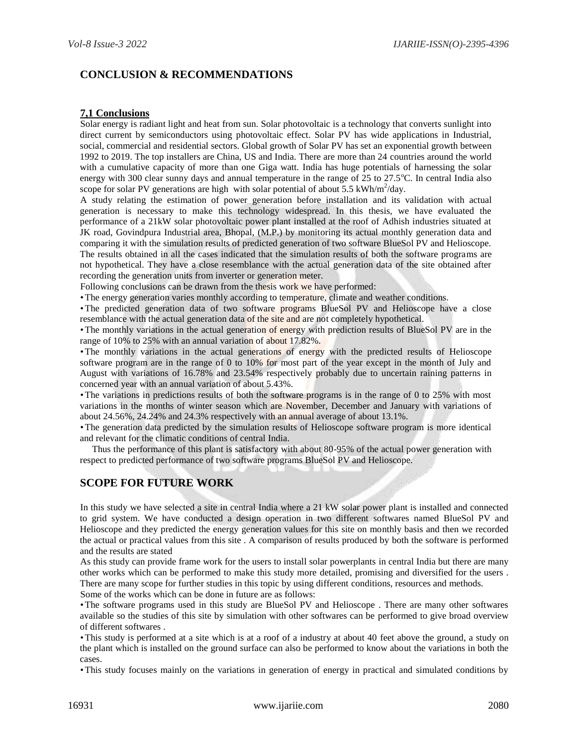## CONCLUSION & RECOMMENDATIONS

### 7,1 Conclusions

Solar energy is radiant light and heat from sun. Solar photovoltaic is a technology that converts sunlight into direct current by semiconductors using photovoltaic effect. Solar PV has wide applications in Industrial, social, commercial and residential sectors. Global growth of Solar PV has set an exponential growth between 1992 to 2019. The top installers are China, US and India. There are more than 24 countries around the world with a cumulative capacity of more than one Giga watt. India has huge potentials of harnessing the solar energy with 300 clear sunny days and annual temperature in the range of 25 to 27.5°C. In central India also scope for solar PV generations are high with solar potential of about 5.5 $kWh/m^2/day$.

A study relating the estimation of power generation before installation and its validation with actual generation is necessary to make this technology widespread. In this thesis, we have evaluated the performance of a 21kW solar photovoltaic power plant installed at the roof of Adhish industries situated at JK road, Govindpura Industrial area, Bhopal, (M.P.) by monitoring its actual monthly generation data and comparing it with the simulation results of predicted generation of two software BlueSol PV and Helioscope. The results obtained in all the cases indicated that the simulation results of both the software programs are not hypothetical. They have a close resemblance with the actual generation data of the site obtained after recording the generation units from inverter or generation meter.

Following conclusions can be drawn from the thesis work we have performed:

- The energy generation varies monthly according to temperature, climate and weather conditions.
- The predicted generation data of two software programs BlueSol PV and Helioscope have a close resemblance with the actual generation data of the site and are not completely hypothetical.
- The monthly variations in the actual generation of energy with prediction results of BlueSol PV are in the range of 10% to 25% with an annual variation of about 17.82%.
- The monthly variations in the actual generations of energy with the predicted results of Helioscope software program are in the range of 0 to 10% for most part of the year except in the month of July and August with variations of 16.78% and 23.54% respectively probably due to uncertain raining patterns in concerned year with an annual variation of about 5.43%.
- The variations in predictions results of both the software programs is in the range of 0 to 25% with most variations in the months of winter season which are November, December and January with variations of about 24.56%, 24.24% and 24.3% respectively with an annual average of about 13.1%.
- The generation data predicted by the simulation results of Helioscope software program is more identical and relevant for the climatic conditions of central India.

Thus the performance of this plant is satisfactory with about 80-95% of the actual power generation with respect to predicted performance of two software programs BlueSol PV and Helioscope.

## SCOPE FOR FUTURE WORK

In this study we have selected a site in central India where a 21 kW solar power plant is installed and connected to grid system. We have conducted a design operation in two different softwares named BlueSol PV and Helioscope and they predicted the energy generation values for this site on monthly basis and then we recorded the actual or practical values from this site . A comparison of results produced by both the software is performed and the results are stated

As this study can provide frame work for the users to install solar powerplants in central India but there are many other works which can be performed to make this study more detailed, promising and diversified for the users . There are many scope for further studies in this topic by using different conditions, resources and methods.

Some of the works which can be done in future are as follows:

- The software programs used in this study are BlueSol PV and Helioscope . There are many other softwares available so the studies of this site by simulation with other softwares can be performed to give broad overview of different softwares .
- This study is performed at a site which is at a roof of a industry at about 40 feet above the ground, a study on the plant which is installed on the ground surface can also be performed to know about the variations in both the cases.
- This study focuses mainly on the variations in generation of energy in practical and simulated conditions by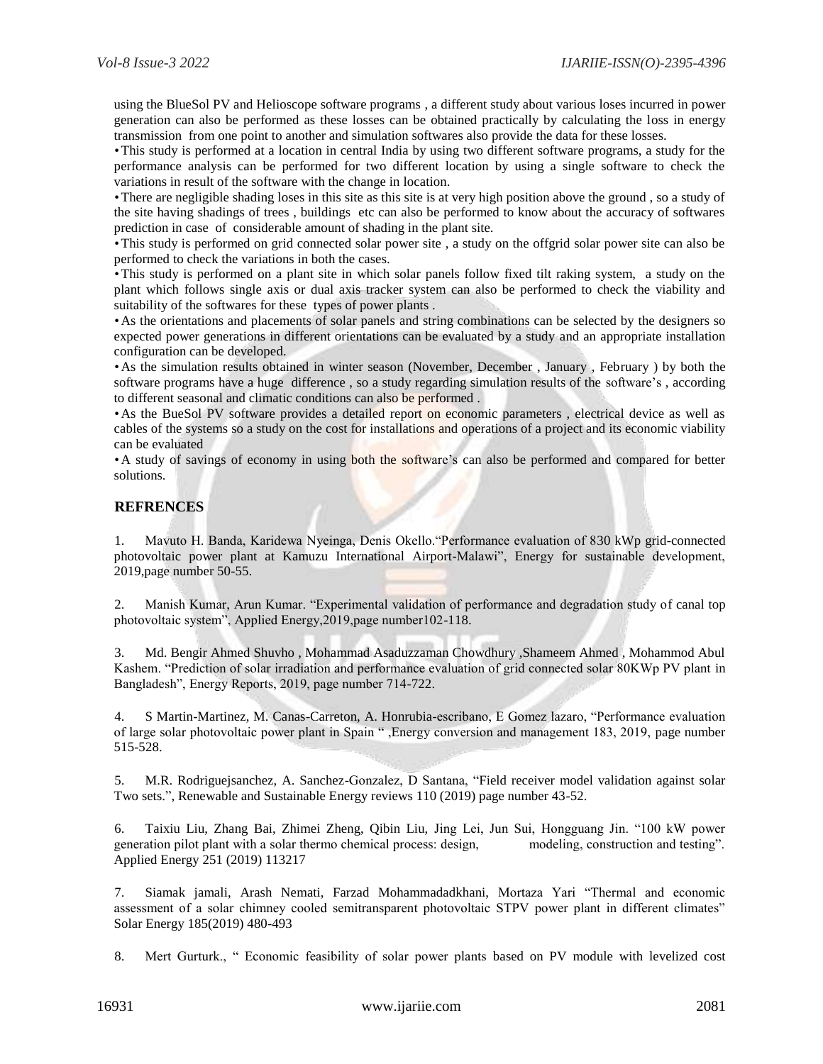using the BlueSol PV and Helioscope software programs , a different study about various loses incurred in power generation can also be performed as these losses can be obtained practically by calculating the loss in energy transmission from one point to another and simulation softwares also provide the data for these losses.

• This study is performed at a location in central India by using two different software programs, a study for the performance analysis can be performed for two different location by using a single software to check the variations in result of the software with the change in location.

• There are negligible shading loses in this site as this site is at very high position above the ground , so a study of the site having shadings of trees , buildings etc can also be performed to know about the accuracy of softwares prediction in case of considerable amount of shading in the plant site.

• This study is performed on grid connected solar power site , a study on the offgrid solar power site can also be performed to check the variations in both the cases.

• This study is performed on a plant site in which solar panels follow fixed tilt raking system, a study on the plant which follows single axis or dual axis tracker system can also be performed to check the viability and suitability of the softwares for these types of power plants .

• As the orientations and placements of solar panels and string combinations can be selected by the designers so expected power generations in different orientations can be evaluated by a study and an appropriate installation configuration can be developed.

• As the simulation results obtained in winter season (November, December , January , February ) by both the software programs have a huge difference , so a study regarding simulation results of the software's , according to different seasonal and climatic conditions can also be performed .

• As the BueSol PV software provides a detailed report on economic parameters , electrical device as well as cables of the systems so a study on the cost for installations and operations of a project and its economic viability can be evaluated

• A study of savings of economy in using both the software's can also be performed and compared for better solutions.

## REFRENCES

1. Mavuto H. Banda, Karidewa Nyeinga, Denis Okello."Performance evaluation of 830 kWp grid-connected photovoltaic power plant at Kamuzu International Airport-Malawi", Energy for sustainable development, 2019,page number 50-55.

2. Manish Kumar, Arun Kumar. "Experimental validation of performance and degradation study of canal top photovoltaic system", Applied Energy,2019,page number102-118.

3. Md. Bengir Ahmed Shuvho , Mohammad Asaduzzaman Chowdhury ,Shameem Ahmed , Mohammod Abul Kashem. "Prediction of solar irradiation and performance evaluation of grid connected solar 80KWp PV plant in Bangladesh", Energy Reports, 2019, page number 714-722.

4. S Martin-Martinez, M. Canas-Carreton, A. Honrubia-escribano, E Gomez lazaro, "Performance evaluation of large solar photovoltaic power plant in Spain " ,Energy conversion and management 183, 2019, page number 515-528.

5. M.R. Rodriguejsanchez, A. Sanchez-Gonzalez, D Santana, "Field receiver model validation against solar Two sets.", Renewable and Sustainable Energy reviews 110 (2019) page number 43-52.

6. Taixiu Liu, Zhang Bai, Zhimei Zheng, Qibin Liu, Jing Lei, Jun Sui, Hongguang Jin. "100 kW power generation pilot plant with a solar thermo chemical process: design, modeling, construction and testing". Applied Energy 251 (2019) 113217

7. Siamak jamali, Arash Nemati, Farzad Mohammadadkhani, Mortaza Yari "Thermal and economic assessment of a solar chimney cooled semitransparent photovoltaic STPV power plant in different climates" Solar Energy 185(2019) 480-493

8. Mert Gurturk., " Economic feasibility of solar power plants based on PV module with levelized cost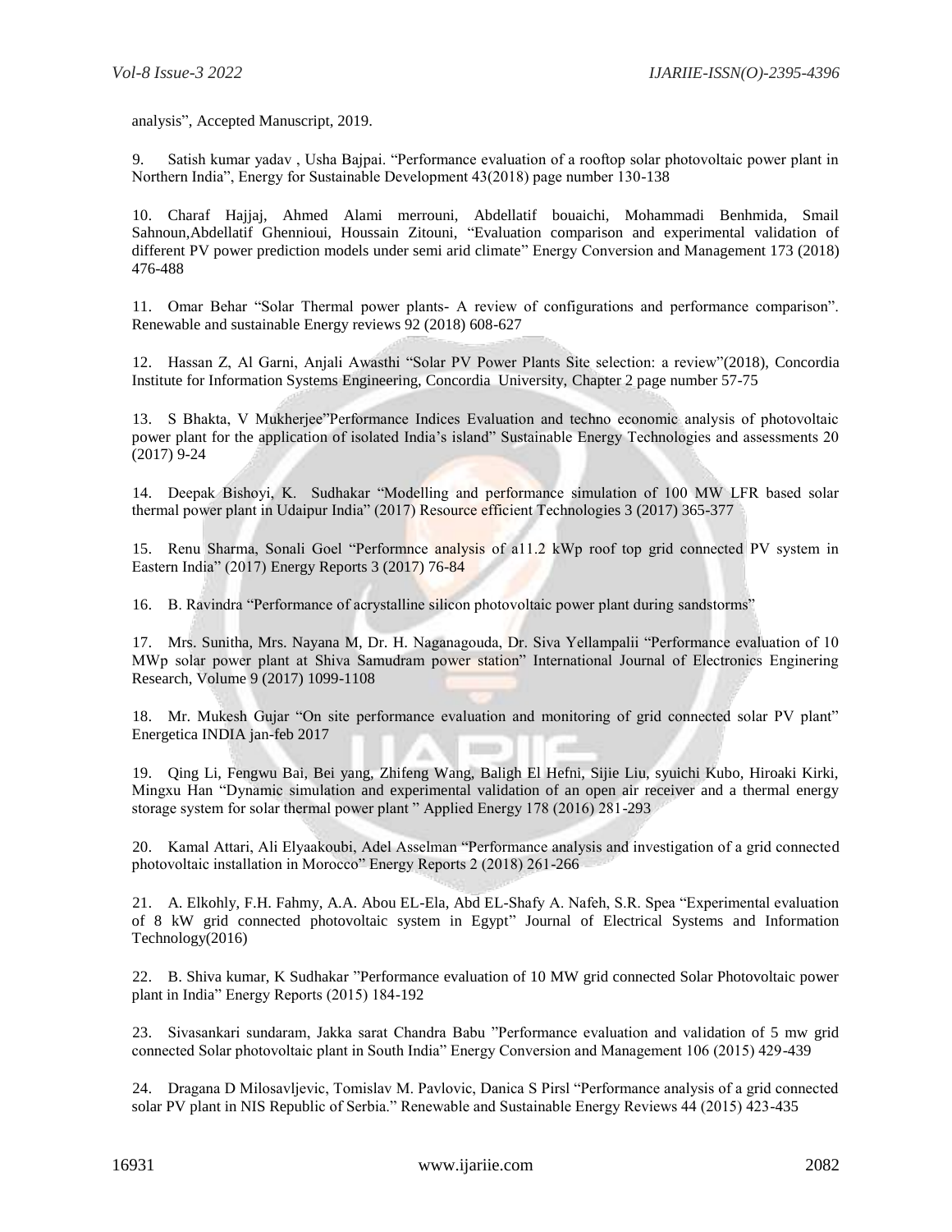analysis", Accepted Manuscript, 2019.

9. Satish kumar yadav , Usha Bajpai. "Performance evaluation of a rooftop solar photovoltaic power plant in Northern India", Energy for Sustainable Development 43(2018) page number 130-138

10. Charaf Hajjaj, Ahmed Alami merrouni, Abdellatif bouaichi, Mohammadi Benhmida, Smail Sahnoun,Abdellatif Ghennioui, Houssain Zitouni, "Evaluation comparison and experimental validation of different PV power prediction models under semi arid climate" Energy Conversion and Management 173 (2018) 476-488

11. Omar Behar "Solar Thermal power plants- A review of configurations and performance comparison". Renewable and sustainable Energy reviews 92 (2018) 608-627

12. Hassan Z, Al Garni, Anjali Awasthi "Solar PV Power Plants Site selection: a review"(2018), Concordia Institute for Information Systems Engineering, Concordia University, Chapter 2 page number 57-75

13. S Bhakta, V Mukherjee"Performance Indices Evaluation and techno economic analysis of photovoltaic power plant for the application of isolated India's island" Sustainable Energy Technologies and assessments 20 (2017) 9-24

14. Deepak Bishoyi, K. Sudhakar "Modelling and performance simulation of 100 MW LFR based solar thermal power plant in Udaipur India" (2017) Resource efficient Technologies 3 (2017) 365-377

15. Renu Sharma, Sonali Goel "Performnce analysis of a11.2 kWp roof top grid connected PV system in Eastern India" (2017) Energy Reports 3 (2017) 76-84

16. B. Ravindra "Performance of acrystalline silicon photovoltaic power plant during sandstorms"

17. Mrs. Sunitha, Mrs. Nayana M, Dr. H. Naganagouda, Dr. Siva Yellampalii "Performance evaluation of 10 MWp solar power plant at Shiva Samudram power station" International Journal of Electronics Enginering Research, Volume 9 (2017) 1099-1108

18. Mr. Mukesh Gujar "On site performance evaluation and monitoring of grid connected solar PV plant" Energetica INDIA jan-feb 2017

19. Qing Li, Fengwu Bai, Bei yang, Zhifeng Wang, Baligh El Hefni, Sijie Liu, syuichi Kubo, Hiroaki Kirki, Mingxu Han "Dynamic simulation and experimental validation of an open air receiver and a thermal energy storage system for solar thermal power plant " Applied Energy 178 (2016) 281-293

20. Kamal Attari, Ali Elyaakoubi, Adel Asselman "Performance analysis and investigation of a grid connected photovoltaic installation in Morocco" Energy Reports 2 (2018) 261-266

21. A. Elkohly, F.H. Fahmy, A.A. Abou EL-Ela, Abd EL-Shafy A. Nafeh, S.R. Spea "Experimental evaluation of 8 kW grid connected photovoltaic system in Egypt" Journal of Electrical Systems and Information Technology(2016)

22. B. Shiva kumar, K Sudhakar "Performance evaluation of 10 MW grid connected Solar Photovoltaic power plant in India" Energy Reports (2015) 184-192

23. Sivasankari sundaram, Jakka sarat Chandra Babu "Performance evaluation and validation of 5 mw grid connected Solar photovoltaic plant in South India" Energy Conversion and Management 106 (2015) 429-439

24. Dragana D Milosavljevic, Tomislav M. Pavlovic, Danica S Pirsl "Performance analysis of a grid connected solar PV plant in NIS Republic of Serbia." Renewable and Sustainable Energy Reviews 44 (2015) 423-435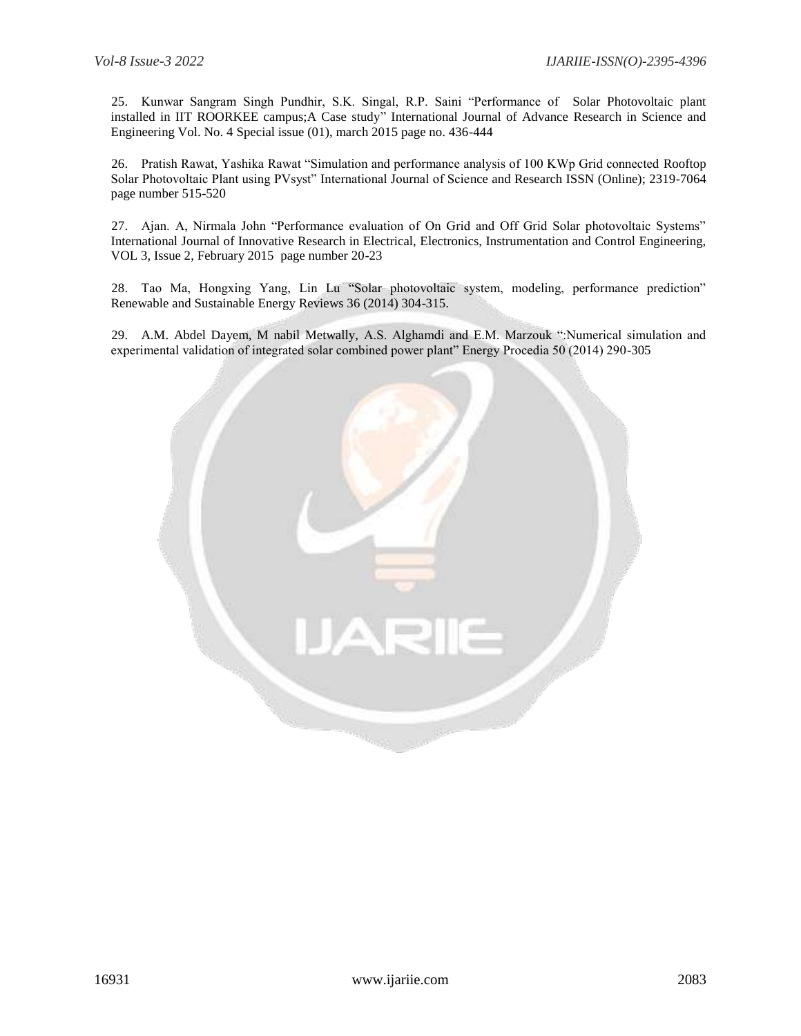25. Kunwar Sangram Singh Pundhir, S.K. Singal, R.P. Saini "Performance of Solar Photovoltaic plant installed in IIT ROORKEE campus;A Case study" International Journal of Advance Research in Science and Engineering Vol. No. 4 Special issue (01), march 2015 page no. 436-444

26. Pratish Rawat, Yashika Rawat "Simulation and performance analysis of 100 KWp Grid connected Rooftop Solar Photovoltaic Plant using PVsyst" International Journal of Science and Research ISSN (Online); 2319-7064 page number 515-520

27. Ajan. A, Nirmala John "Performance evaluation of On Grid and Off Grid Solar photovoltaic Systems" International Journal of Innovative Research in Electrical, Electronics, Instrumentation and Control Engineering, VOL 3, Issue 2, February 2015 page number 20-23

28. Tao Ma, Hongxing Yang, Lin Lu "Solar photovoltaic system, modeling, performance prediction" Renewable and Sustainable Energy Reviews 36 (2014) 304-315.

29. A.M. Abdel Dayem, M nabil Metwally, A.S. Alghamdi and E.M. Marzouk ":Numerical simulation and experimental validation of integrated solar combined power plant" Energy Procedia 50 (2014) 290-305